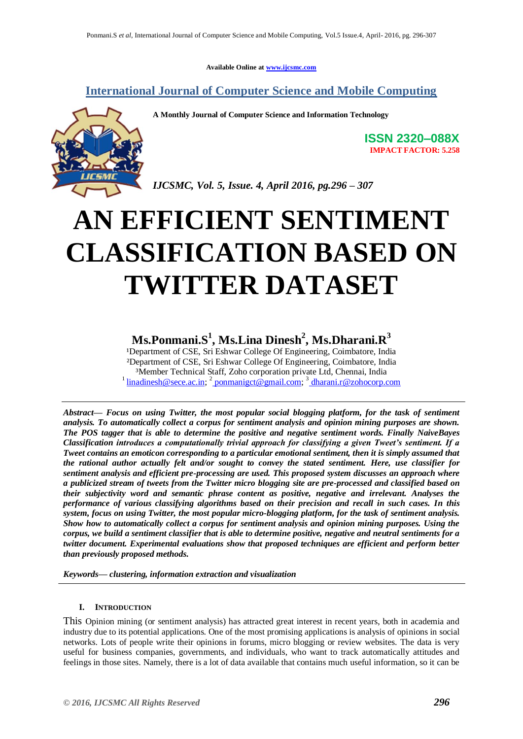Available Online at www.ijcsmc.com

## International Journal of Computer Science and Mobile Computing

**A Monthly Journal of Computer Science and Information Technology**

**ISSN 2320–088X**
**IMPACT FACTOR: 5.258**

*IJCSMC, Vol. 5, Issue. 4, April 2016, pg.296 – 307*

# AN EFFICIENT SENTIMENT CLASSIFICATION BASED ON TWITTER DATASET

**Ms.Ponmani.S[1], Ms.Lina Dinesh[2], Ms.Dharani.R[3]**

[1]Department of CSE, Sri Eshwar College Of Engineering, Coimbatore, India
[2]Department of CSE, Sri Eshwar College Of Engineering, Coimbatore, India
[3]Member Technical Staff, Zoho corporation private Ltd, Chennai, India
[1] linadinesh@sece.ac.in; [2] ponmanigct@gmail.com; [3] dharani.r@zohocorp.com

***Abstract— Focus on using Twitter, the most popular social blogging platform, for the task of sentiment analysis. To automatically collect a corpus for sentiment analysis and opinion mining purposes are shown. The POS tagger that is able to determine the positive and negative sentiment words. Finally NaiveBayes Classification introduces a computationally trivial approach for classifying a given Tweet's sentiment. If a Tweet contains an emoticon corresponding to a particular emotional sentiment, then it is simply assumed that the rational author actually felt and/or sought to convey the stated sentiment. Here, use classifier for sentiment analysis and efficient pre-processing are used. This proposed system discusses an approach where a publicized stream of tweets from the Twitter micro blogging site are pre-processed and classified based on their subjectivity word and semantic phrase content as positive, negative and irrelevant. Analyses the performance of various classifying algorithms based on their precision and recall in such cases. In this system, focus on using Twitter, the most popular micro-blogging platform, for the task of sentiment analysis. Show how to automatically collect a corpus for sentiment analysis and opinion mining purposes. Using the corpus, we build a sentiment classifier that is able to determine positive, negative and neutral sentiments for a twitter document. Experimental evaluations show that proposed techniques are efficient and perform better than previously proposed methods.***

***Keywords— clustering, information extraction and visualization***

## I. Introduction

This Opinion mining (or sentiment analysis) has attracted great interest in recent years, both in academia and industry due to its potential applications. One of the most promising applications is analysis of opinions in social networks. Lots of people write their opinions in forums, micro blogging or review websites. The data is very useful for business companies, governments, and individuals, who want to track automatically attitudes and feelings in those sites. Namely, there is a lot of data available that contains much useful information, so it can be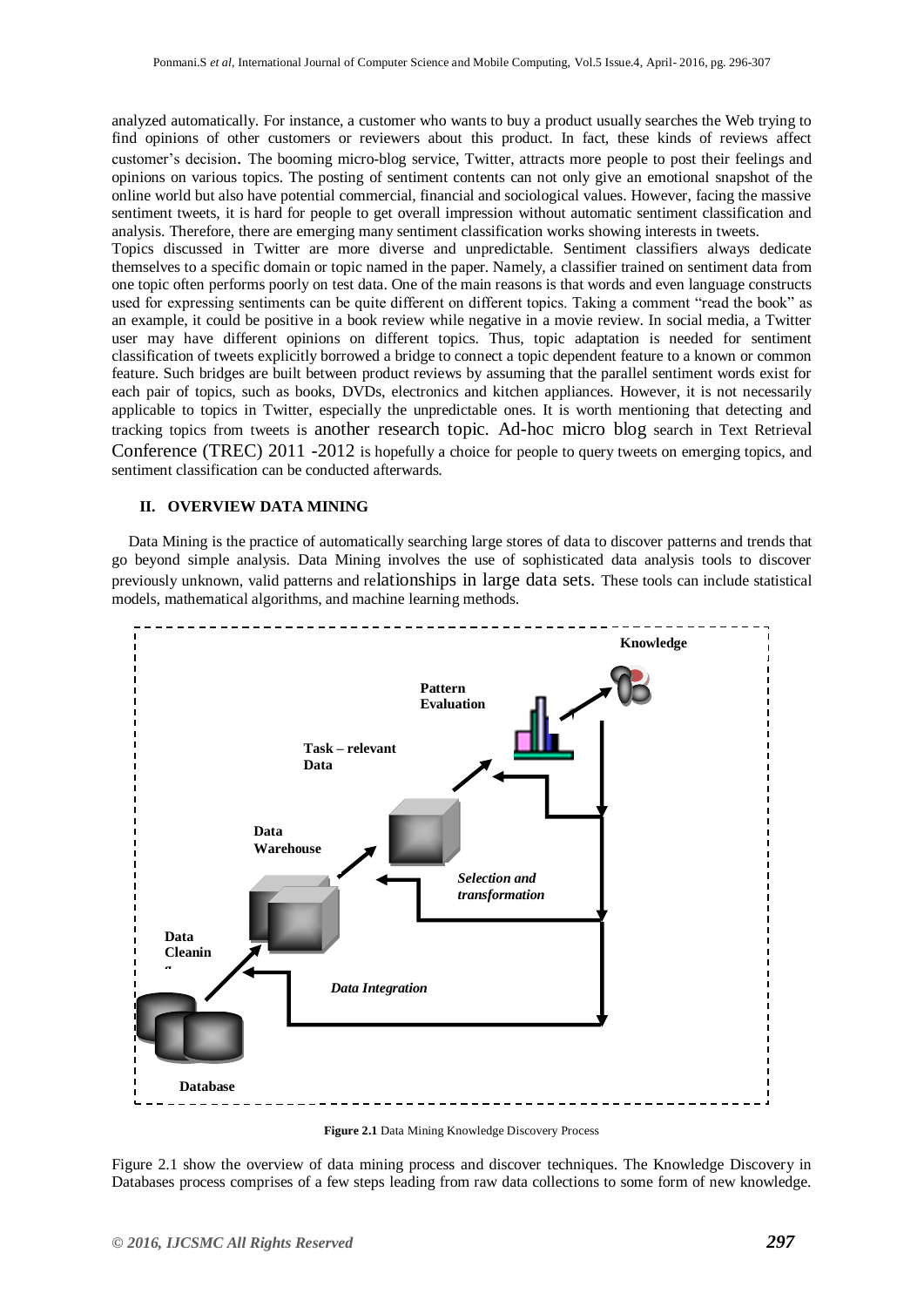analyzed automatically. For instance, a customer who wants to buy a product usually searches the Web trying to find opinions of other customers or reviewers about this product. In fact, these kinds of reviews affect customer's decision. The booming micro-blog service, Twitter, attracts more people to post their feelings and opinions on various topics. The posting of sentiment contents can not only give an emotional snapshot of the online world but also have potential commercial, financial and sociological values. However, facing the massive sentiment tweets, it is hard for people to get overall impression without automatic sentiment classification and analysis. Therefore, there are emerging many sentiment classification works showing interests in tweets.

Topics discussed in Twitter are more diverse and unpredictable. Sentiment classifiers always dedicate themselves to a specific domain or topic named in the paper. Namely, a classifier trained on sentiment data from one topic often performs poorly on test data. One of the main reasons is that words and even language constructs used for expressing sentiments can be quite different on different topics. Taking a comment "read the book" as an example, it could be positive in a book review while negative in a movie review. In social media, a Twitter user may have different opinions on different topics. Thus, topic adaptation is needed for sentiment classification of tweets explicitly borrowed a bridge to connect a topic dependent feature to a known or common feature. Such bridges are built between product reviews by assuming that the parallel sentiment words exist for each pair of topics, such as books, DVDs, electronics and kitchen appliances. However, it is not necessarily applicable to topics in Twitter, especially the unpredictable ones. It is worth mentioning that detecting and tracking topics from tweets is another research topic. Ad-hoc micro blog search in Text Retrieval Conference (TREC) 2011 -2012 is hopefully a choice for people to query tweets on emerging topics, and sentiment classification can be conducted afterwards.

## II. OVERVIEW DATA MINING

Data Mining is the practice of automatically searching large stores of data to discover patterns and trends that go beyond simple analysis. Data Mining involves the use of sophisticated data analysis tools to discover previously unknown, valid patterns and relationships in large data sets. These tools can include statistical models, mathematical algorithms, and machine learning methods.

Knowledge

Pattern Evaluation

Task – relevant Data

Data Warehouse

*Selection and transformation*

Data Cleaning

*Data Integration*

Database

**Figure 2.1** Data Mining Knowledge Discovery Process

Figure 2.1 show the overview of data mining process and discover techniques. The Knowledge Discovery in Databases process comprises of a few steps leading from raw data collections to some form of new knowledge.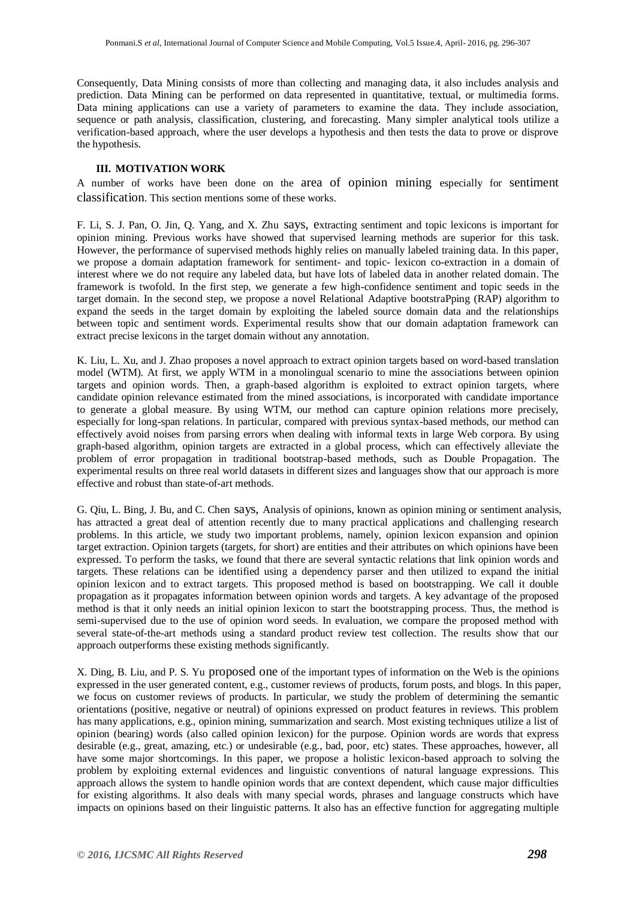Consequently, Data Mining consists of more than collecting and managing data, it also includes analysis and prediction. Data Mining can be performed on data represented in quantitative, textual, or multimedia forms. Data mining applications can use a variety of parameters to examine the data. They include association, sequence or path analysis, classification, clustering, and forecasting. Many simpler analytical tools utilize a verification-based approach, where the user develops a hypothesis and then tests the data to prove or disprove the hypothesis.

### III. MOTIVATION WORK

A number of works have been done on the area of opinion mining especially for sentiment classification. This section mentions some of these works.

F. Li, S. J. Pan, O. Jin, Q. Yang, and X. Zhu says, extracting sentiment and topic lexicons is important for opinion mining. Previous works have showed that supervised learning methods are superior for this task. However, the performance of supervised methods highly relies on manually labeled training data. In this paper, we propose a domain adaptation framework for sentiment- and topic- lexicon co-extraction in a domain of interest where we do not require any labeled data, but have lots of labeled data in another related domain. The framework is twofold. In the first step, we generate a few high-confidence sentiment and topic seeds in the target domain. In the second step, we propose a novel Relational Adaptive bootstraPping (RAP) algorithm to expand the seeds in the target domain by exploiting the labeled source domain data and the relationships between topic and sentiment words. Experimental results show that our domain adaptation framework can extract precise lexicons in the target domain without any annotation.

K. Liu, L. Xu, and J. Zhao proposes a novel approach to extract opinion targets based on word-based translation model (WTM). At first, we apply WTM in a monolingual scenario to mine the associations between opinion targets and opinion words. Then, a graph-based algorithm is exploited to extract opinion targets, where candidate opinion relevance estimated from the mined associations, is incorporated with candidate importance to generate a global measure. By using WTM, our method can capture opinion relations more precisely, especially for long-span relations. In particular, compared with previous syntax-based methods, our method can effectively avoid noises from parsing errors when dealing with informal texts in large Web corpora. By using graph-based algorithm, opinion targets are extracted in a global process, which can effectively alleviate the problem of error propagation in traditional bootstrap-based methods, such as Double Propagation. The experimental results on three real world datasets in different sizes and languages show that our approach is more effective and robust than state-of-art methods.

G. Qiu, L. Bing, J. Bu, and C. Chen says, Analysis of opinions, known as opinion mining or sentiment analysis, has attracted a great deal of attention recently due to many practical applications and challenging research problems. In this article, we study two important problems, namely, opinion lexicon expansion and opinion target extraction. Opinion targets (targets, for short) are entities and their attributes on which opinions have been expressed. To perform the tasks, we found that there are several syntactic relations that link opinion words and targets. These relations can be identified using a dependency parser and then utilized to expand the initial opinion lexicon and to extract targets. This proposed method is based on bootstrapping. We call it double propagation as it propagates information between opinion words and targets. A key advantage of the proposed method is that it only needs an initial opinion lexicon to start the bootstrapping process. Thus, the method is semi-supervised due to the use of opinion word seeds. In evaluation, we compare the proposed method with several state-of-the-art methods using a standard product review test collection. The results show that our approach outperforms these existing methods significantly.

X. Ding, B. Liu, and P. S. Yu proposed one of the important types of information on the Web is the opinions expressed in the user generated content, e.g., customer reviews of products, forum posts, and blogs. In this paper, we focus on customer reviews of products. In particular, we study the problem of determining the semantic orientations (positive, negative or neutral) of opinions expressed on product features in reviews. This problem has many applications, e.g., opinion mining, summarization and search. Most existing techniques utilize a list of opinion (bearing) words (also called opinion lexicon) for the purpose. Opinion words are words that express desirable (e.g., great, amazing, etc.) or undesirable (e.g., bad, poor, etc) states. These approaches, however, all have some major shortcomings. In this paper, we propose a holistic lexicon-based approach to solving the problem by exploiting external evidences and linguistic conventions of natural language expressions. This approach allows the system to handle opinion words that are context dependent, which cause major difficulties for existing algorithms. It also deals with many special words, phrases and language constructs which have impacts on opinions based on their linguistic patterns. It also has an effective function for aggregating multiple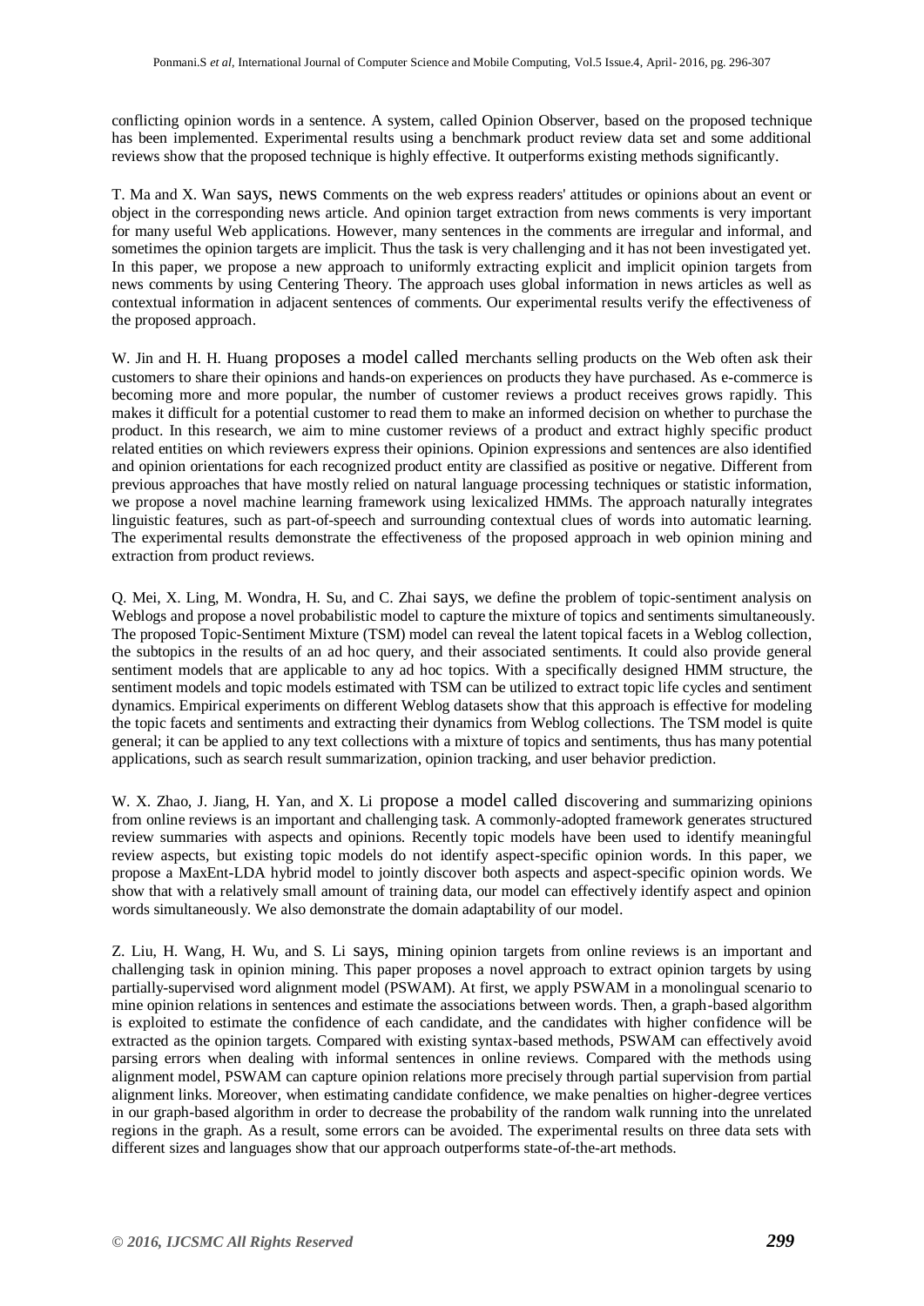conflicting opinion words in a sentence. A system, called Opinion Observer, based on the proposed technique has been implemented. Experimental results using a benchmark product review data set and some additional reviews show that the proposed technique is highly effective. It outperforms existing methods significantly.

T. Ma and X. Wan says, news comments on the web express readers' attitudes or opinions about an event or object in the corresponding news article. And opinion target extraction from news comments is very important for many useful Web applications. However, many sentences in the comments are irregular and informal, and sometimes the opinion targets are implicit. Thus the task is very challenging and it has not been investigated yet. In this paper, we propose a new approach to uniformly extracting explicit and implicit opinion targets from news comments by using Centering Theory. The approach uses global information in news articles as well as contextual information in adjacent sentences of comments. Our experimental results verify the effectiveness of the proposed approach.

W. Jin and H. H. Huang proposes a model called merchants selling products on the Web often ask their customers to share their opinions and hands-on experiences on products they have purchased. As e-commerce is becoming more and more popular, the number of customer reviews a product receives grows rapidly. This makes it difficult for a potential customer to read them to make an informed decision on whether to purchase the product. In this research, we aim to mine customer reviews of a product and extract highly specific product related entities on which reviewers express their opinions. Opinion expressions and sentences are also identified and opinion orientations for each recognized product entity are classified as positive or negative. Different from previous approaches that have mostly relied on natural language processing techniques or statistic information, we propose a novel machine learning framework using lexicalized HMMs. The approach naturally integrates linguistic features, such as part-of-speech and surrounding contextual clues of words into automatic learning. The experimental results demonstrate the effectiveness of the proposed approach in web opinion mining and extraction from product reviews.

Q. Mei, X. Ling, M. Wondra, H. Su, and C. Zhai says, we define the problem of topic-sentiment analysis on Weblogs and propose a novel probabilistic model to capture the mixture of topics and sentiments simultaneously. The proposed Topic-Sentiment Mixture (TSM) model can reveal the latent topical facets in a Weblog collection, the subtopics in the results of an ad hoc query, and their associated sentiments. It could also provide general sentiment models that are applicable to any ad hoc topics. With a specifically designed HMM structure, the sentiment models and topic models estimated with TSM can be utilized to extract topic life cycles and sentiment dynamics. Empirical experiments on different Weblog datasets show that this approach is effective for modeling the topic facets and sentiments and extracting their dynamics from Weblog collections. The TSM model is quite general; it can be applied to any text collections with a mixture of topics and sentiments, thus has many potential applications, such as search result summarization, opinion tracking, and user behavior prediction.

W. X. Zhao, J. Jiang, H. Yan, and X. Li propose a model called discovering and summarizing opinions from online reviews is an important and challenging task. A commonly-adopted framework generates structured review summaries with aspects and opinions. Recently topic models have been used to identify meaningful review aspects, but existing topic models do not identify aspect-specific opinion words. In this paper, we propose a MaxEnt-LDA hybrid model to jointly discover both aspects and aspect-specific opinion words. We show that with a relatively small amount of training data, our model can effectively identify aspect and opinion words simultaneously. We also demonstrate the domain adaptability of our model.

Z. Liu, H. Wang, H. Wu, and S. Li says, mining opinion targets from online reviews is an important and challenging task in opinion mining. This paper proposes a novel approach to extract opinion targets by using partially-supervised word alignment model (PSWAM). At first, we apply PSWAM in a monolingual scenario to mine opinion relations in sentences and estimate the associations between words. Then, a graph-based algorithm is exploited to estimate the confidence of each candidate, and the candidates with higher confidence will be extracted as the opinion targets. Compared with existing syntax-based methods, PSWAM can effectively avoid parsing errors when dealing with informal sentences in online reviews. Compared with the methods using alignment model, PSWAM can capture opinion relations more precisely through partial supervision from partial alignment links. Moreover, when estimating candidate confidence, we make penalties on higher-degree vertices in our graph-based algorithm in order to decrease the probability of the random walk running into the unrelated regions in the graph. As a result, some errors can be avoided. The experimental results on three data sets with different sizes and languages show that our approach outperforms state-of-the-art methods.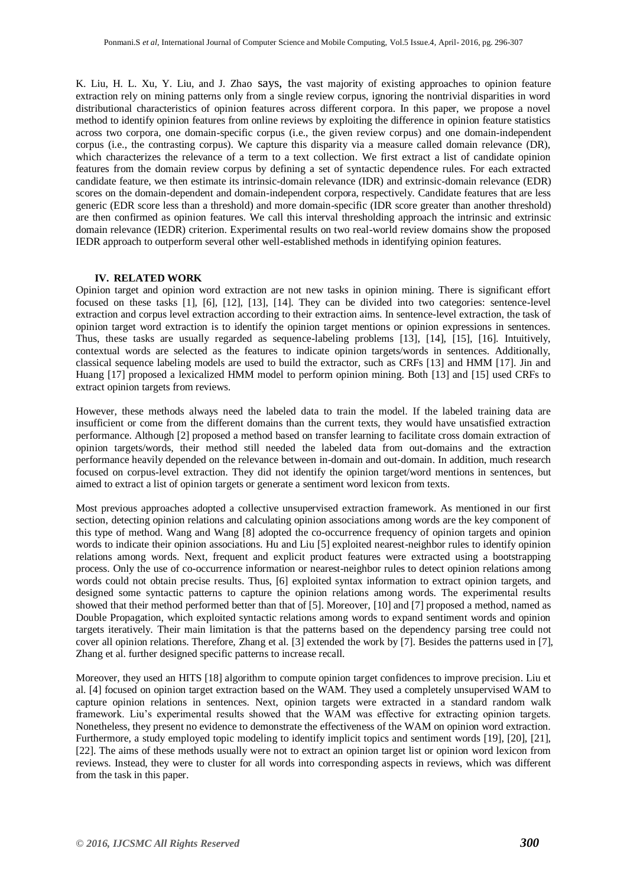K. Liu, H. L. Xu, Y. Liu, and J. Zhao says, the vast majority of existing approaches to opinion feature extraction rely on mining patterns only from a single review corpus, ignoring the nontrivial disparities in word distributional characteristics of opinion features across different corpora. In this paper, we propose a novel method to identify opinion features from online reviews by exploiting the difference in opinion feature statistics across two corpora, one domain-specific corpus (i.e., the given review corpus) and one domain-independent corpus (i.e., the contrasting corpus). We capture this disparity via a measure called domain relevance (DR), which characterizes the relevance of a term to a text collection. We first extract a list of candidate opinion features from the domain review corpus by defining a set of syntactic dependence rules. For each extracted candidate feature, we then estimate its intrinsic-domain relevance (IDR) and extrinsic-domain relevance (EDR) scores on the domain-dependent and domain-independent corpora, respectively. Candidate features that are less generic (EDR score less than a threshold) and more domain-specific (IDR score greater than another threshold) are then confirmed as opinion features. We call this interval thresholding approach the intrinsic and extrinsic domain relevance (IEDR) criterion. Experimental results on two real-world review domains show the proposed IEDR approach to outperform several other well-established methods in identifying opinion features.

## IV. RELATED WORK

Opinion target and opinion word extraction are not new tasks in opinion mining. There is significant effort focused on these tasks [1], [6], [12], [13], [14]. They can be divided into two categories: sentence-level extraction and corpus level extraction according to their extraction aims. In sentence-level extraction, the task of opinion target word extraction is to identify the opinion target mentions or opinion expressions in sentences. Thus, these tasks are usually regarded as sequence-labeling problems [13], [14], [15], [16]. Intuitively, contextual words are selected as the features to indicate opinion targets/words in sentences. Additionally, classical sequence labeling models are used to build the extractor, such as CRFs [13] and HMM [17]. Jin and Huang [17] proposed a lexicalized HMM model to perform opinion mining. Both [13] and [15] used CRFs to extract opinion targets from reviews.

However, these methods always need the labeled data to train the model. If the labeled training data are insufficient or come from the different domains than the current texts, they would have unsatisfied extraction performance. Although [2] proposed a method based on transfer learning to facilitate cross domain extraction of opinion targets/words, their method still needed the labeled data from out-domains and the extraction performance heavily depended on the relevance between in-domain and out-domain. In addition, much research focused on corpus-level extraction. They did not identify the opinion target/word mentions in sentences, but aimed to extract a list of opinion targets or generate a sentiment word lexicon from texts.

Most previous approaches adopted a collective unsupervised extraction framework. As mentioned in our first section, detecting opinion relations and calculating opinion associations among words are the key component of this type of method. Wang and Wang [8] adopted the co-occurrence frequency of opinion targets and opinion words to indicate their opinion associations. Hu and Liu [5] exploited nearest-neighbor rules to identify opinion relations among words. Next, frequent and explicit product features were extracted using a bootstrapping process. Only the use of co-occurrence information or nearest-neighbor rules to detect opinion relations among words could not obtain precise results. Thus, [6] exploited syntax information to extract opinion targets, and designed some syntactic patterns to capture the opinion relations among words. The experimental results showed that their method performed better than that of [5]. Moreover, [10] and [7] proposed a method, named as Double Propagation, which exploited syntactic relations among words to expand sentiment words and opinion targets iteratively. Their main limitation is that the patterns based on the dependency parsing tree could not cover all opinion relations. Therefore, Zhang et al. [3] extended the work by [7]. Besides the patterns used in [7], Zhang et al. further designed specific patterns to increase recall.

Moreover, they used an HITS [18] algorithm to compute opinion target confidences to improve precision. Liu et al. [4] focused on opinion target extraction based on the WAM. They used a completely unsupervised WAM to capture opinion relations in sentences. Next, opinion targets were extracted in a standard random walk framework. Liu's experimental results showed that the WAM was effective for extracting opinion targets. Nonetheless, they present no evidence to demonstrate the effectiveness of the WAM on opinion word extraction. Furthermore, a study employed topic modeling to identify implicit topics and sentiment words [19], [20], [21], [22]. The aims of these methods usually were not to extract an opinion target list or opinion word lexicon from reviews. Instead, they were to cluster for all words into corresponding aspects in reviews, which was different from the task in this paper.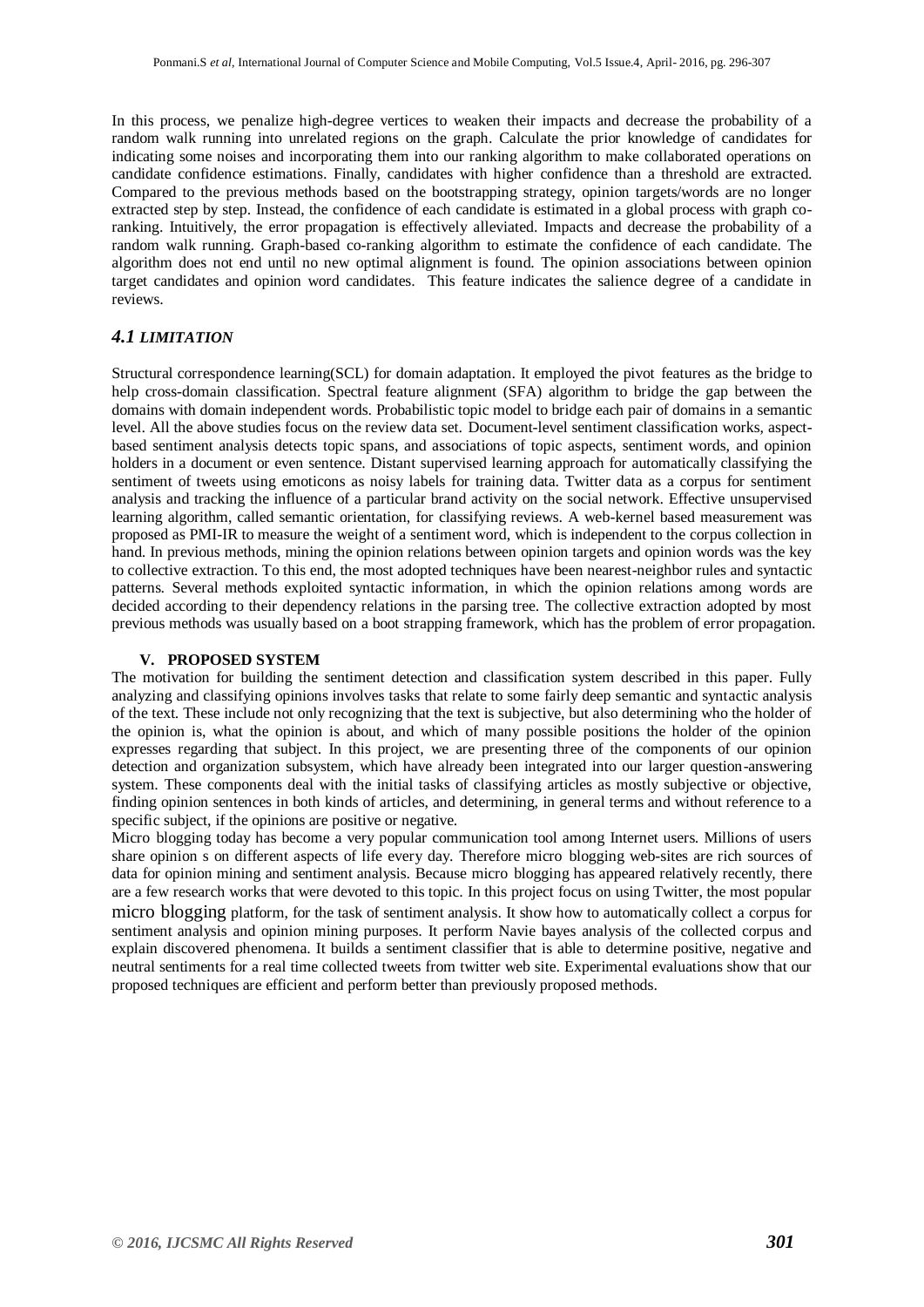In this process, we penalize high-degree vertices to weaken their impacts and decrease the probability of a random walk running into unrelated regions on the graph. Calculate the prior knowledge of candidates for indicating some noises and incorporating them into our ranking algorithm to make collaborated operations on candidate confidence estimations. Finally, candidates with higher confidence than a threshold are extracted. Compared to the previous methods based on the bootstrapping strategy, opinion targets/words are no longer extracted step by step. Instead, the confidence of each candidate is estimated in a global process with graph co-ranking. Intuitively, the error propagation is effectively alleviated. Impacts and decrease the probability of a random walk running. Graph-based co-ranking algorithm to estimate the confidence of each candidate. The algorithm does not end until no new optimal alignment is found. The opinion associations between opinion target candidates and opinion word candidates. This feature indicates the salience degree of a candidate in reviews.

### *4.1 LIMITATION*

Structural correspondence learning(SCL) for domain adaptation. It employed the pivot features as the bridge to help cross-domain classification. Spectral feature alignment (SFA) algorithm to bridge the gap between the domains with domain independent words. Probabilistic topic model to bridge each pair of domains in a semantic level. All the above studies focus on the review data set. Document-level sentiment classification works, aspect-based sentiment analysis detects topic spans, and associations of topic aspects, sentiment words, and opinion holders in a document or even sentence. Distant supervised learning approach for automatically classifying the sentiment of tweets using emoticons as noisy labels for training data. Twitter data as a corpus for sentiment analysis and tracking the influence of a particular brand activity on the social network. Effective unsupervised learning algorithm, called semantic orientation, for classifying reviews. A web-kernel based measurement was proposed as PMI-IR to measure the weight of a sentiment word, which is independent to the corpus collection in hand. In previous methods, mining the opinion relations between opinion targets and opinion words was the key to collective extraction. To this end, the most adopted techniques have been nearest-neighbor rules and syntactic patterns. Several methods exploited syntactic information, in which the opinion relations among words are decided according to their dependency relations in the parsing tree. The collective extraction adopted by most previous methods was usually based on a boot strapping framework, which has the problem of error propagation.

## V. PROPOSED SYSTEM

The motivation for building the sentiment detection and classification system described in this paper. Fully analyzing and classifying opinions involves tasks that relate to some fairly deep semantic and syntactic analysis of the text. These include not only recognizing that the text is subjective, but also determining who the holder of the opinion is, what the opinion is about, and which of many possible positions the holder of the opinion expresses regarding that subject. In this project, we are presenting three of the components of our opinion detection and organization subsystem, which have already been integrated into our larger question-answering system. These components deal with the initial tasks of classifying articles as mostly subjective or objective, finding opinion sentences in both kinds of articles, and determining, in general terms and without reference to a specific subject, if the opinions are positive or negative.

Micro blogging today has become a very popular communication tool among Internet users. Millions of users share opinion s on different aspects of life every day. Therefore micro blogging web-sites are rich sources of data for opinion mining and sentiment analysis. Because micro blogging has appeared relatively recently, there are a few research works that were devoted to this topic. In this project focus on using Twitter, the most popular micro blogging platform, for the task of sentiment analysis. It show how to automatically collect a corpus for sentiment analysis and opinion mining purposes. It perform Navie bayes analysis of the collected corpus and explain discovered phenomena. It builds a sentiment classifier that is able to determine positive, negative and neutral sentiments for a real time collected tweets from twitter web site. Experimental evaluations show that our proposed techniques are efficient and perform better than previously proposed methods.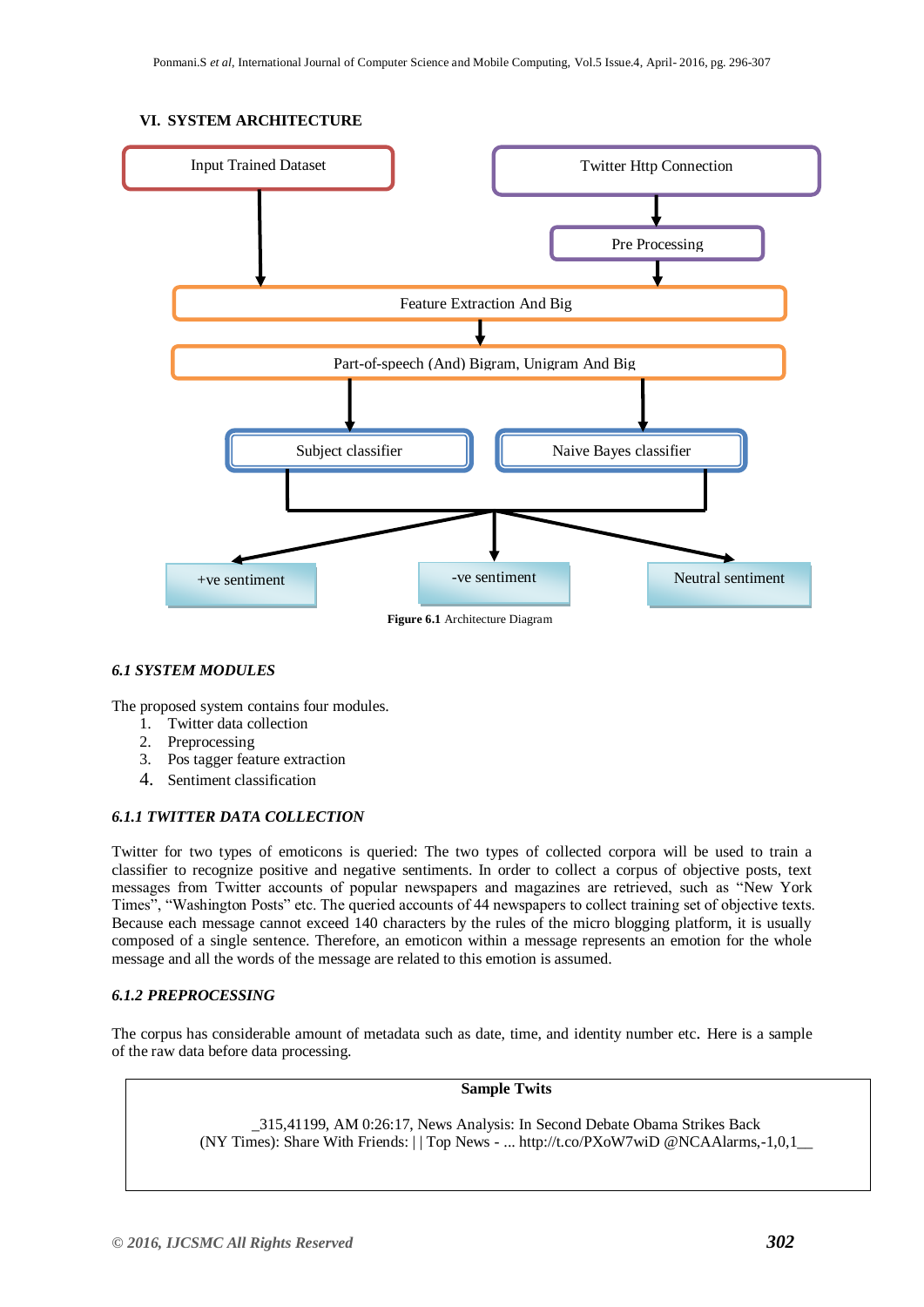## VI. SYSTEM ARCHITECTURE

Input Trained Dataset

Twitter Http Connection

Pre Processing

Feature Extraction And Big

Part-of-speech (And) Bigram, Unigram And Big

Subject classifier

Naive Bayes classifier

+ve sentiment

-ve sentiment

Neutral sentiment

**Figure 6.1** Architecture Diagram

### *6.1 SYSTEM MODULES*

The proposed system contains four modules.

1. Twitter data collection
2. Preprocessing
3. Pos tagger feature extraction
4. Sentiment classification

#### *6.1.1 TWITTER DATA COLLECTION*

Twitter for two types of emoticons is queried: The two types of collected corpora will be used to train a classifier to recognize positive and negative sentiments. In order to collect a corpus of objective posts, text messages from Twitter accounts of popular newspapers and magazines are retrieved, such as "New York Times", "Washington Posts" etc. The queried accounts of 44 newspapers to collect training set of objective texts. Because each message cannot exceed 140 characters by the rules of the micro blogging platform, it is usually composed of a single sentence. Therefore, an emoticon within a message represents an emotion for the whole message and all the words of the message are related to this emotion is assumed.

#### *6.1.2 PREPROCESSING*

The corpus has considerable amount of metadata such as date, time, and identity number etc. Here is a sample of the raw data before data processing.

| **Sample Twits** |
|---|
| _315,41199, AM 0:26:17, News Analysis: In Second Debate Obama Strikes Back (NY Times): Share With Friends: \| \| Top News - ... http://t.co/PXoW7wiD @NCAAlarms,-1,0,1__ |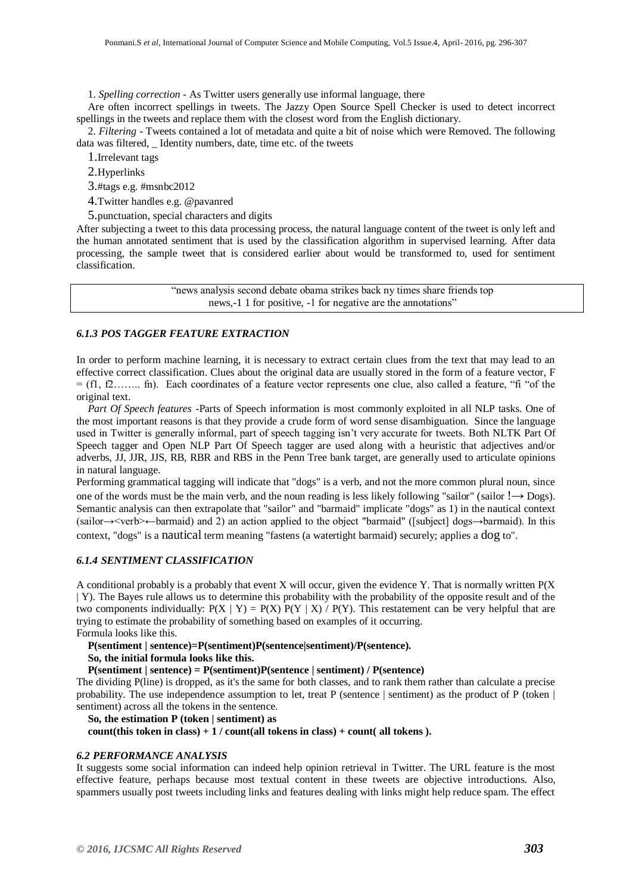1. *Spelling correction* - As Twitter users generally use informal language, there

Are often incorrect spellings in tweets. The Jazzy Open Source Spell Checker is used to detect incorrect spellings in the tweets and replace them with the closest word from the English dictionary.

2. *Filtering* - Tweets contained a lot of metadata and quite a bit of noise which were Removed. The following data was filtered, _ Identity numbers, date, time etc. of the tweets

1. Irrelevant tags
2. Hyperlinks
3. #tags e.g. #msnbc2012
4. Twitter handles e.g. @pavanred
5. punctuation, special characters and digits

After subjecting a tweet to this data processing process, the natural language content of the tweet is only left and the human annotated sentiment that is used by the classification algorithm in supervised learning. After data processing, the sample tweet that is considered earlier about would be transformed to, used for sentiment classification.

> "news analysis second debate obama strikes back ny times share friends top news,-1 1 for positive, -1 for negative are the annotations"

### *6.1.3 POS TAGGER FEATURE EXTRACTION*

In order to perform machine learning, it is necessary to extract certain clues from the text that may lead to an effective correct classification. Clues about the original data are usually stored in the form of a feature vector, F = (f1, f2…….. fn). Each coordinates of a feature vector represents one clue, also called a feature, "fi "of the original text.

*Part Of Speech features* -Parts of Speech information is most commonly exploited in all NLP tasks. One of the most important reasons is that they provide a crude form of word sense disambiguation. Since the language used in Twitter is generally informal, part of speech tagging isn't very accurate for tweets. Both NLTK Part Of Speech tagger and Open NLP Part Of Speech tagger are used along with a heuristic that adjectives and/or adverbs, JJ, JJR, JJS, RB, RBR and RBS in the Penn Tree bank target, are generally used to articulate opinions in natural language.

Performing grammatical tagging will indicate that "dogs" is a verb, and not the more common plural noun, since one of the words must be the main verb, and the noun reading is less likely following "sailor" (sailor !→ Dogs). Semantic analysis can then extrapolate that "sailor" and "barmaid" implicate "dogs" as 1) in the nautical context (sailor→<verb>←barmaid) and 2) an action applied to the object "barmaid" ([subject] dogs→barmaid). In this context, "dogs" is a nautical term meaning "fastens (a watertight barmaid) securely; applies a dog to".

### *6.1.4 SENTIMENT CLASSIFICATION*

A conditional probably is a probably that event X will occur, given the evidence Y. That is normally written P(X | Y). The Bayes rule allows us to determine this probability with the probability of the opposite result and of the two components individually: P(X | Y) = P(X) P(Y | X) / P(Y). This restatement can be very helpful that are trying to estimate the probability of something based on examples of it occurring.

Formula looks like this.

**P(sentiment | sentence)=P(sentiment)P(sentence|sentiment)/P(sentence).**

**So, the initial formula looks like this.**

**P(sentiment | sentence) = P(sentiment)P(sentence | sentiment) / P(sentence)**

The dividing P(line) is dropped, as it's the same for both classes, and to rank them rather than calculate a precise probability. The use independence assumption to let, treat P (sentence | sentiment) as the product of P (token | sentiment) across all the tokens in the sentence.

**So, the estimation P (token | sentiment) as**

**count(this token in class) + 1 / count(all tokens in class) + count( all tokens ).**

### *6.2 PERFORMANCE ANALYSIS*

It suggests some social information can indeed help opinion retrieval in Twitter. The URL feature is the most effective feature, perhaps because most textual content in these tweets are objective introductions. Also, spammers usually post tweets including links and features dealing with links might help reduce spam. The effect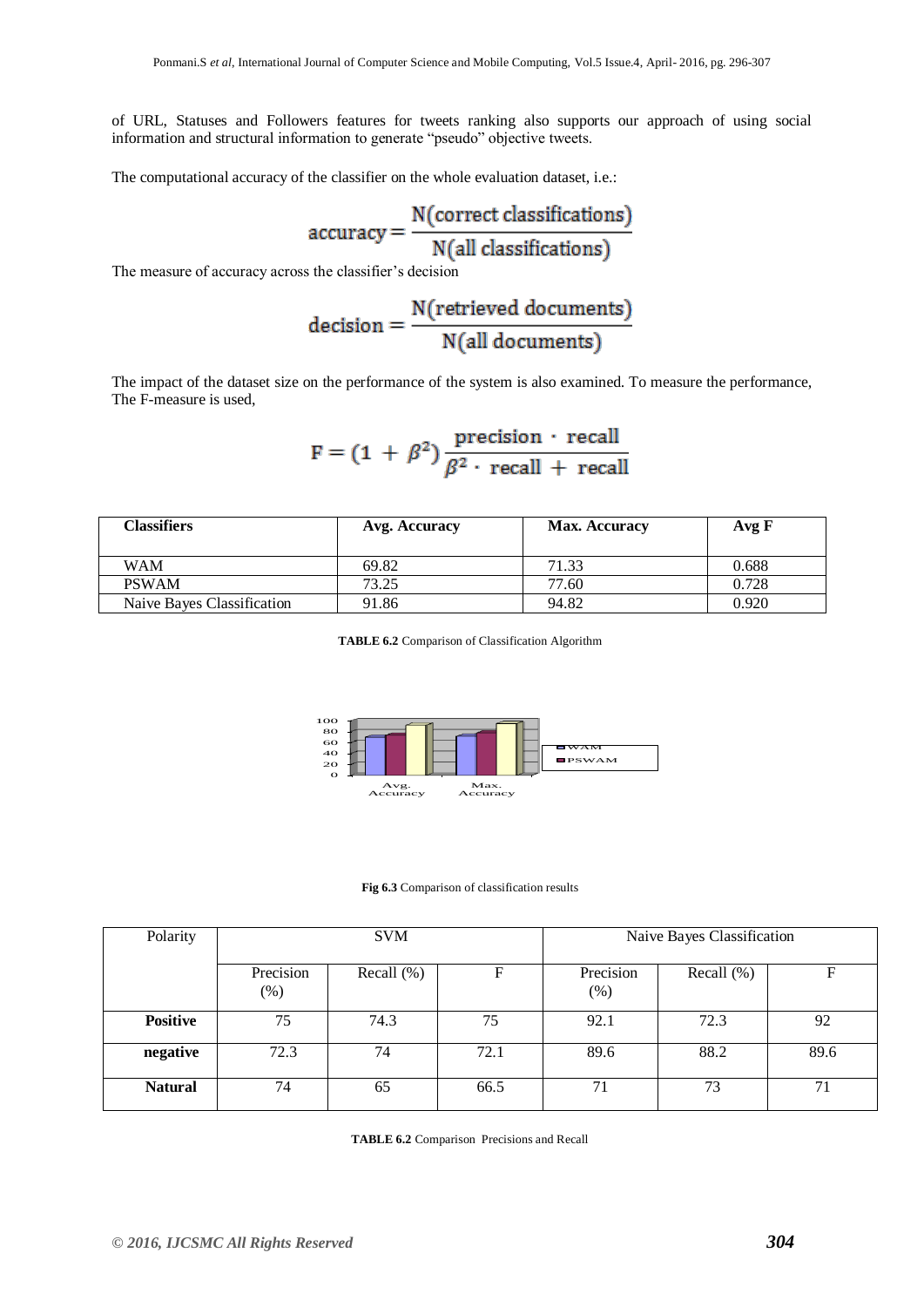of URL, Statuses and Followers features for tweets ranking also supports our approach of using social information and structural information to generate "pseudo" objective tweets.

The computational accuracy of the classifier on the whole evaluation dataset, i.e.:

$$\text{accuracy} = \frac{\text{N(correct classifications)}}{\text{N(all classifications)}}$$

The measure of accuracy across the classifier's decision

$$\text{decision} = \frac{\text{N(retrieved documents)}}{\text{N(all documents)}}$$

The impact of the dataset size on the performance of the system is also examined. To measure the performance, The F-measure is used,

$$F = (1 + \beta^2) \frac{\text{precision} \cdot \text{recall}}{\beta^2 \cdot \text{recall} + \text{recall}}$$

| Classifiers | Avg. Accuracy | Max. Accuracy | Avg F |
|---|---|---|---|
| WAM | 69.82 | 71.33 | 0.688 |
| PSWAM | 73.25 | 77.60 | 0.728 |
| Naive Bayes Classification | 91.86 | 94.82 | 0.920 |

**TABLE 6.2** Comparison of Classification Algorithm

**Fig 6.3** Comparison of classification results

| Polarity | SVM | | | Naive Bayes Classification | | |
|---|---|---|---|---|---|---|
| | Precision (%) | Recall (%) | F | Precision (%) | Recall (%) | F |
| **Positive** | 75 | 74.3 | 75 | 92.1 | 72.3 | 92 |
| **negative** | 72.3 | 74 | 72.1 | 89.6 | 88.2 | 89.6 |
| **Natural** | 74 | 65 | 66.5 | 71 | 73 | 71 |

**TABLE 6.2** Comparison Precisions and Recall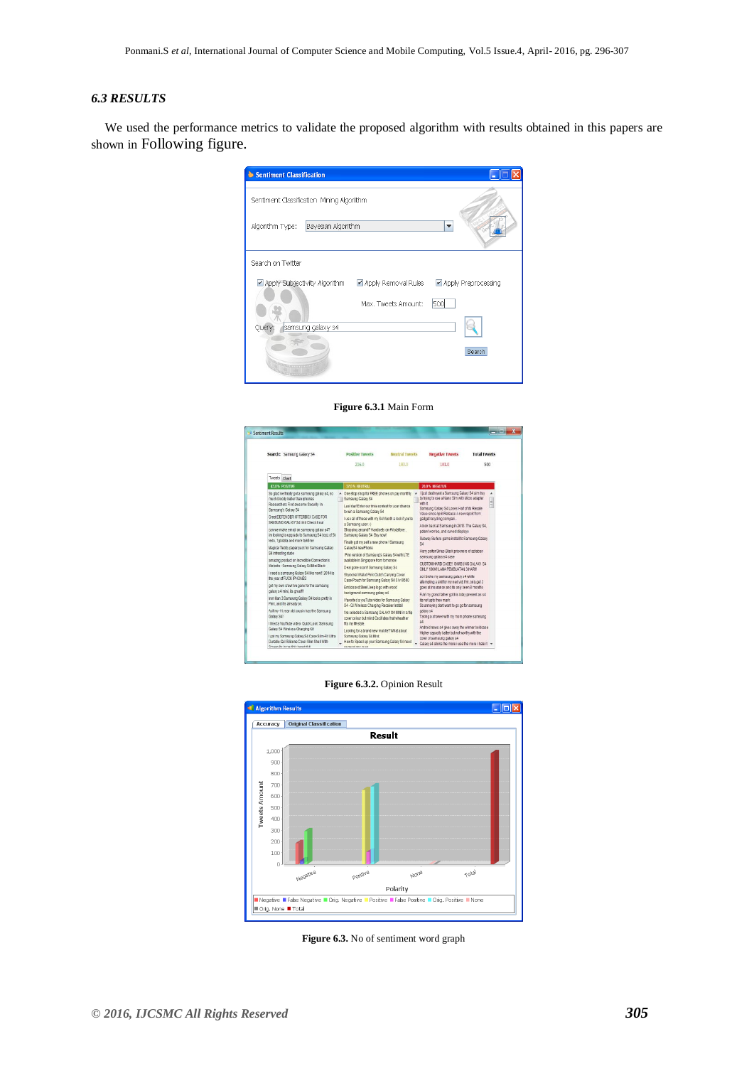### *6.3 RESULTS*

We used the performance metrics to validate the proposed algorithm with results obtained in this papers are shown in Following figure.

**Figure 6.3.1** Main Form

**Figure 6.3.2.** Opinion Result

**Figure 6.3.** No of sentiment word graph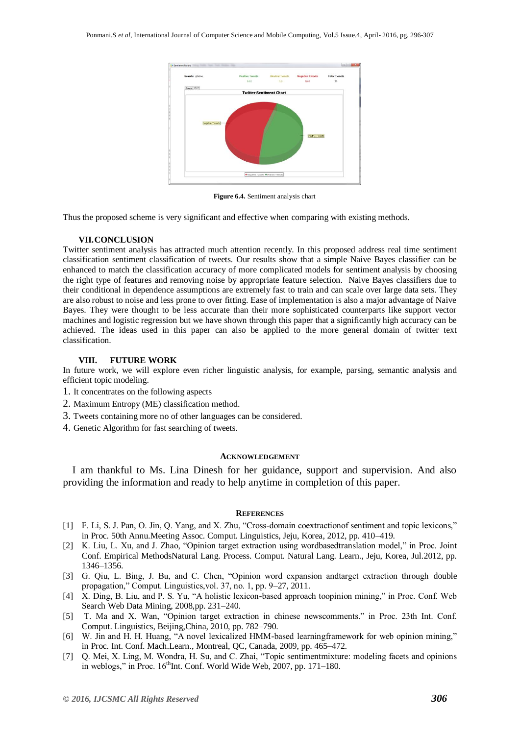Figure 6.4. Sentiment analysis chart

Thus the proposed scheme is very significant and effective when comparing with existing methods.

## VII. CONCLUSION

Twitter sentiment analysis has attracted much attention recently. In this proposed address real time sentiment classification sentiment classification of tweets. Our results show that a simple Naive Bayes classifier can be enhanced to match the classification accuracy of more complicated models for sentiment analysis by choosing the right type of features and removing noise by appropriate feature selection. Naive Bayes classifiers due to their conditional in dependence assumptions are extremely fast to train and can scale over large data sets. They are also robust to noise and less prone to over fitting. Ease of implementation is also a major advantage of Naive Bayes. They were thought to be less accurate than their more sophisticated counterparts like support vector machines and logistic regression but we have shown through this paper that a significantly high accuracy can be achieved. The ideas used in this paper can also be applied to the more general domain of twitter text classification.

## VIII. FUTURE WORK

In future work, we will explore even richer linguistic analysis, for example, parsing, semantic analysis and efficient topic modeling.

1. It concentrates on the following aspects
2. Maximum Entropy (ME) classification method.
3. Tweets containing more no of other languages can be considered.
4. Genetic Algorithm for fast searching of tweets.

## ACKNOWLEDGEMENT

I am thankful to Ms. Lina Dinesh for her guidance, support and supervision. And also providing the information and ready to help anytime in completion of this paper.

## REFERENCES

[1] F. Li, S. J. Pan, O. Jin, Q. Yang, and X. Zhu, "Cross-domain coextractionof sentiment and topic lexicons," in Proc. 50th Annu.Meeting Assoc. Comput. Linguistics, Jeju, Korea, 2012, pp. 410–419.

[2] K. Liu, L. Xu, and J. Zhao, "Opinion target extraction using wordbasedtranslation model," in Proc. Joint Conf. Empirical MethodsNatural Lang. Process. Comput. Natural Lang. Learn., Jeju, Korea, Jul.2012, pp. 1346–1356.

[3] G. Qiu, L. Bing, J. Bu, and C. Chen, "Opinion word expansion andtarget extraction through double propagation," Comput. Linguistics,vol. 37, no. 1, pp. 9–27, 2011.

[4] X. Ding, B. Liu, and P. S. Yu, "A holistic lexicon-based approach toopinion mining," in Proc. Conf. Web Search Web Data Mining, 2008,pp. 231–240.

[5] T. Ma and X. Wan, "Opinion target extraction in chinese newscomments." in Proc. 23th Int. Conf. Comput. Linguistics, Beijing,China, 2010, pp. 782–790.

[6] W. Jin and H. H. Huang, "A novel lexicalized HMM-based learningframework for web opinion mining," in Proc. Int. Conf. Mach.Learn., Montreal, QC, Canada, 2009, pp. 465–472.

[7] Q. Mei, X. Ling, M. Wondra, H. Su, and C. Zhai, "Topic sentimentmixture: modeling facets and opinions in weblogs," in Proc. 16th Int. Conf. World Wide Web, 2007, pp. 171–180.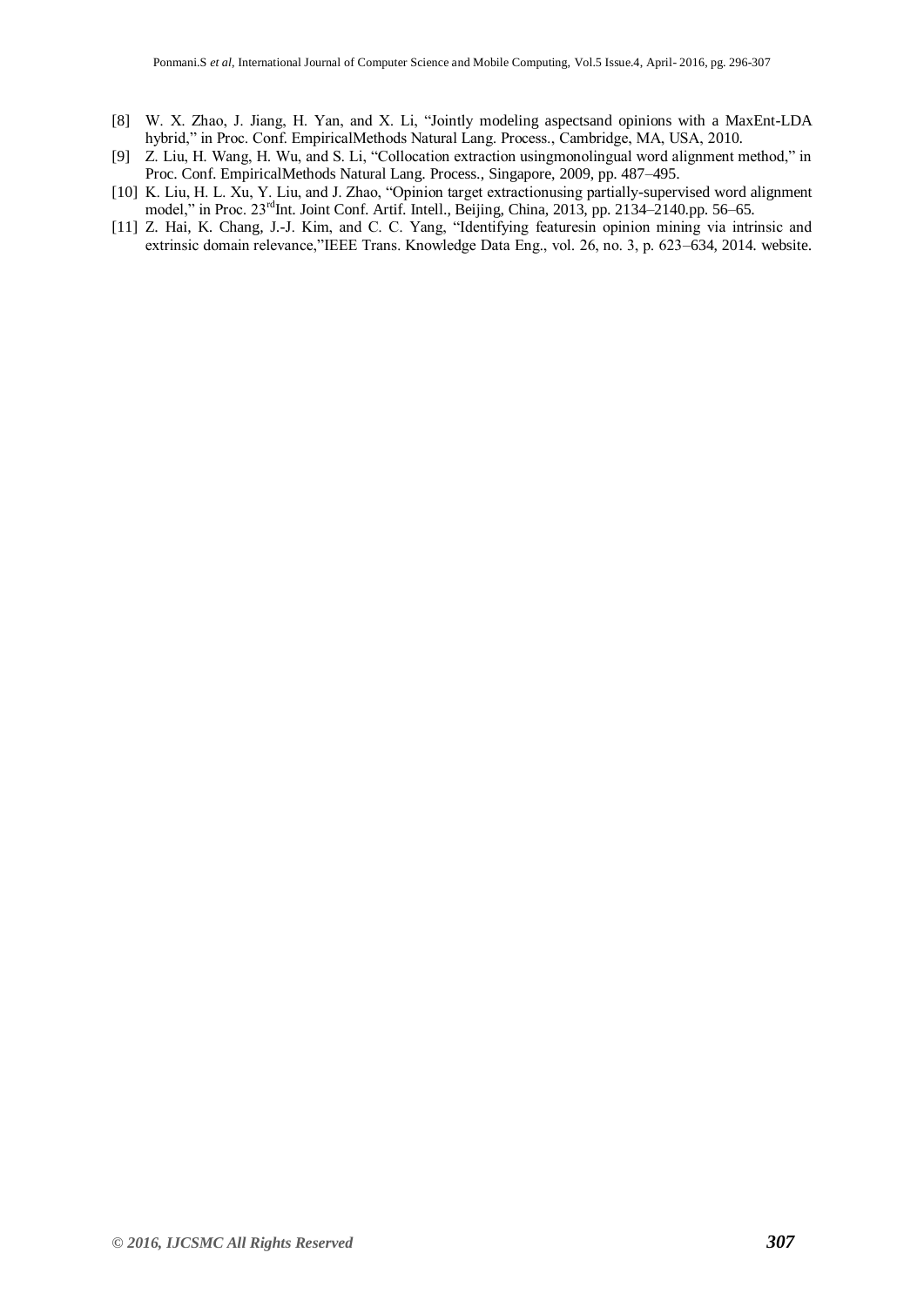[8] W. X. Zhao, J. Jiang, H. Yan, and X. Li, "Jointly modeling aspectsand opinions with a MaxEnt-LDA hybrid," in Proc. Conf. EmpiricalMethods Natural Lang. Process., Cambridge, MA, USA, 2010.

[9] Z. Liu, H. Wang, H. Wu, and S. Li, "Collocation extraction usingmonolingual word alignment method," in Proc. Conf. EmpiricalMethods Natural Lang. Process., Singapore, 2009, pp. 487–495.

[10] K. Liu, H. L. Xu, Y. Liu, and J. Zhao, "Opinion target extractionusing partially-supervised word alignment model," in Proc. 23rdInt. Joint Conf. Artif. Intell., Beijing, China, 2013, pp. 2134–2140.pp. 56–65.

[11] Z. Hai, K. Chang, J.-J. Kim, and C. C. Yang, "Identifying featuresin opinion mining via intrinsic and extrinsic domain relevance,"IEEE Trans. Knowledge Data Eng., vol. 26, no. 3, p. 623–634, 2014. website.